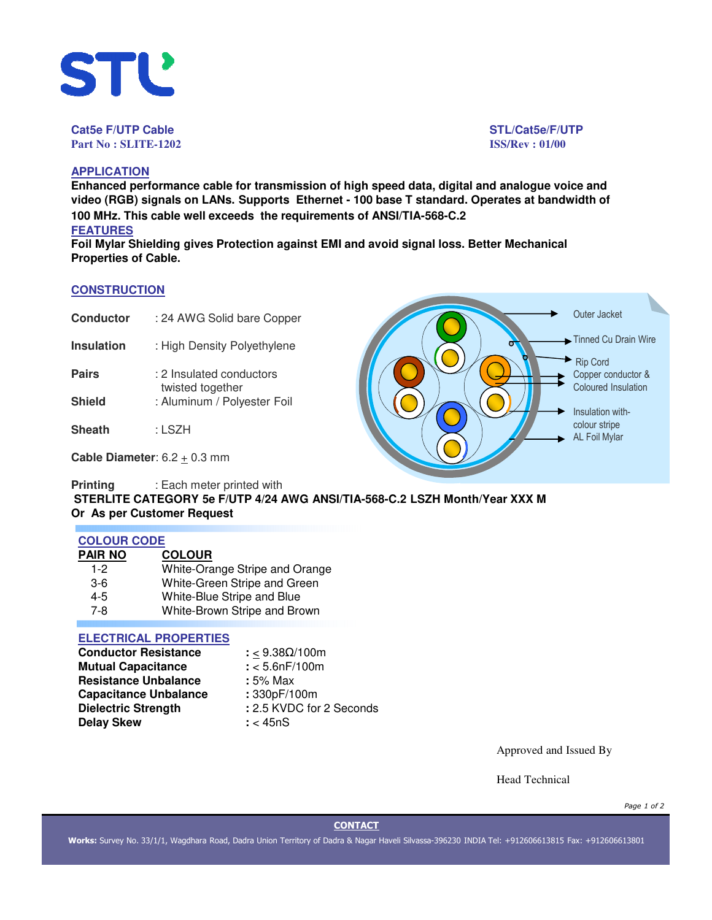STL

**Cat5e F/UTP Cable**
**Part No : SLITE-1202**

**STL/Cat5e/F/UTP**
**ISS/Rev : 01/00**

## APPLICATION

**Enhanced performance cable for transmission of high speed data, digital and analogue voice and video (RGB) signals on LANs. Supports Ethernet - 100 base T standard. Operates at bandwidth of 100 MHz. This cable well exceeds the requirements of ANSI/TIA-568-C.2**

## FEATURES

**Foil Mylar Shielding gives Protection against EMI and avoid signal loss. Better Mechanical Properties of Cable.**

## CONSTRUCTION

**Conductor** : 24 AWG Solid bare Copper

**Insulation** : High Density Polyethylene

**Pairs** : 2 Insulated conductors twisted together

**Shield** : Aluminum / Polyester Foil

**Sheath** : LSZH

**Cable Diameter**: 6.2 ± 0.3 mm

Outer Jacket
Tinned Cu Drain Wire
Rip Cord
Copper conductor & Coloured Insulation
Insulation with-colour stripe
AL Foil Mylar

**Printing** : Each meter printed with
**STERLITE CATEGORY 5e F/UTP 4/24 AWG ANSI/TIA-568-C.2 LSZH Month/Year XXX M**
**Or As per Customer Request**

## COLOUR CODE

| PAIR NO | COLOUR |
|---|---|
| 1-2 | White-Orange Stripe and Orange |
| 3-6 | White-Green Stripe and Green |
| 4-5 | White-Blue Stripe and Blue |
| 7-8 | White-Brown Stripe and Brown |

## ELECTRICAL PROPERTIES

| | |
|---|---|
| **Conductor Resistance** | : ≤ 9.38Ω/100m |
| **Mutual Capacitance** | : < 5.6nF/100m |
| **Resistance Unbalance** | : 5% Max |
| **Capacitance Unbalance** | : 330pF/100m |
| **Dielectric Strength** | : 2.5 KVDC for 2 Seconds |
| **Delay Skew** | : < 45nS |

Approved and Issued By

Head Technical

**CONTACT**

**Works:** Survey No. 33/1/1, Wagdhara Road, Dadra Union Territory of Dadra & Nagar Haveli Silvassa-396230 INDIA Tel: +912606613815 Fax: +912606613801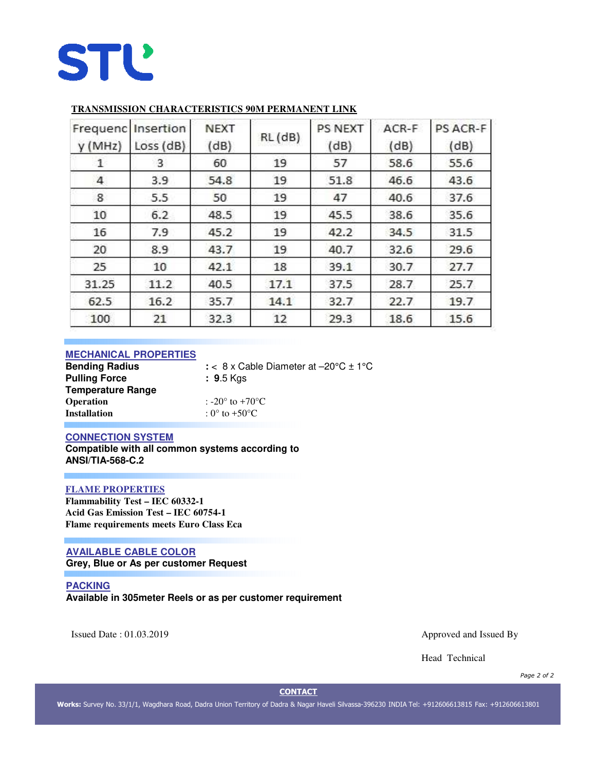STL

**TRANSMISSION CHARACTERISTICS 90M PERMANENT LINK**

| Frequency (MHz) | Insertion Loss (dB) | NEXT (dB) | RL (dB) | PS NEXT (dB) | ACR-F (dB) | PS ACR-F (dB) |
|---|---|---|---|---|---|---|
| 1 | 3 | 60 | 19 | 57 | 58.6 | 55.6 |
| 4 | 3.9 | 54.8 | 19 | 51.8 | 46.6 | 43.6 |
| 8 | 5.5 | 50 | 19 | 47 | 40.6 | 37.6 |
| 10 | 6.2 | 48.5 | 19 | 45.5 | 38.6 | 35.6 |
| 16 | 7.9 | 45.2 | 19 | 42.2 | 34.5 | 31.5 |
| 20 | 8.9 | 43.7 | 19 | 40.7 | 32.6 | 29.6 |
| 25 | 10 | 42.1 | 18 | 39.1 | 30.7 | 27.7 |
| 31.25 | 11.2 | 40.5 | 17.1 | 37.5 | 28.7 | 25.7 |
| 62.5 | 16.2 | 35.7 | 14.1 | 32.7 | 22.7 | 19.7 |
| 100 | 21 | 32.3 | 12 | 29.3 | 18.6 | 15.6 |

## MECHANICAL PROPERTIES

**Bending Radius** : < 8 x Cable Diameter at –20°C ± 1°C
**Pulling Force** : 9.5 Kgs
**Temperature Range**
**Operation** : -20° to +70°C
**Installation** : 0° to +50°C

## CONNECTION SYSTEM

**Compatible with all common systems according to ANSI/TIA-568-C.2**

## FLAME PROPERTIES

**Flammability Test – IEC 60332-1**
**Acid Gas Emission Test – IEC 60754-1**
**Flame requirements meets Euro Class Eca**

## AVAILABLE CABLE COLOR

**Grey, Blue or As per customer Request**

## PACKING

**Available in 305meter Reels or as per customer requirement**

Issued Date : 01.03.2019

Approved and Issued By

Head Technical

**CONTACT**

**Works:** Survey No. 33/1/1, Wagdhara Road, Dadra Union Territory of Dadra & Nagar Haveli Silvassa-396230 INDIA Tel: +912606613815 Fax: +912606613801